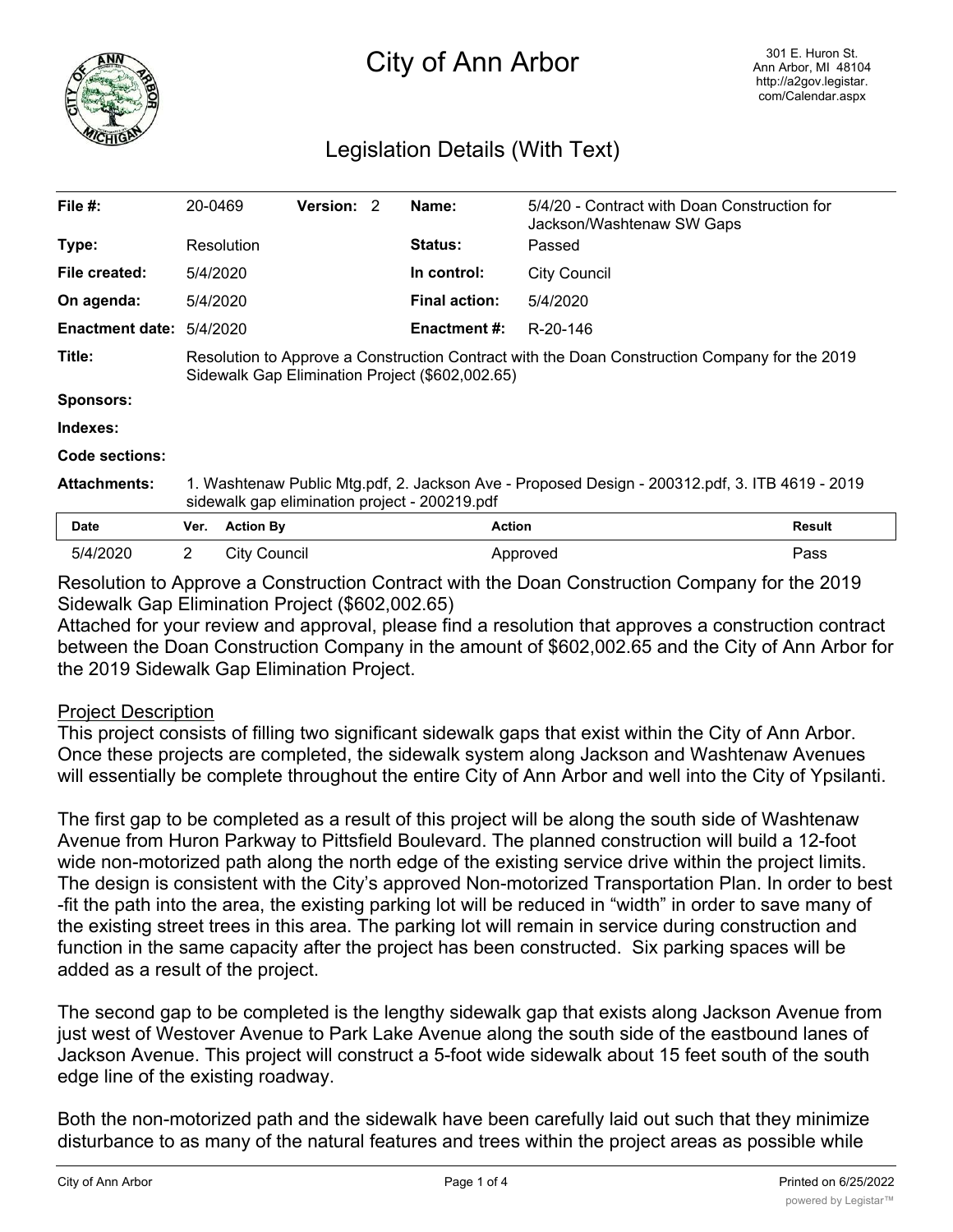# City of Ann Arbor

301 E. Huron St.
Ann Arbor, MI 48104
http://a2gov.legistar.com/Calendar.aspx

## Legislation Details (With Text)

| | | | | | |
|---|---|---|---|---|---|
| **File #:** | 20-0469 | **Version:** 2 | | **Name:** | 5/4/20 - Contract with Doan Construction for Jackson/Washtenaw SW Gaps |
| **Type:** | Resolution | | | **Status:** | Passed |
| **File created:** | 5/4/2020 | | | **In control:** | City Council |
| **On agenda:** | 5/4/2020 | | | **Final action:** | 5/4/2020 |
| **Enactment date:** | 5/4/2020 | | | **Enactment #:** | R-20-146 |

**Title:** Resolution to Approve a Construction Contract with the Doan Construction Company for the 2019 Sidewalk Gap Elimination Project ($602,002.65)

**Sponsors:**

**Indexes:**

**Code sections:**

**Attachments:** 1. Washtenaw Public Mtg.pdf, 2. Jackson Ave - Proposed Design - 200312.pdf, 3. ITB 4619 - 2019 sidewalk gap elimination project - 200219.pdf

| Date | Ver. | Action By | Action | Result |
|---|---|---|---|---|
| 5/4/2020 | 2 | City Council | Approved | Pass |

Resolution to Approve a Construction Contract with the Doan Construction Company for the 2019 Sidewalk Gap Elimination Project ($602,002.65)

Attached for your review and approval, please find a resolution that approves a construction contract between the Doan Construction Company in the amount of $602,002.65 and the City of Ann Arbor for the 2019 Sidewalk Gap Elimination Project.

Project Description

This project consists of filling two significant sidewalk gaps that exist within the City of Ann Arbor. Once these projects are completed, the sidewalk system along Jackson and Washtenaw Avenues will essentially be complete throughout the entire City of Ann Arbor and well into the City of Ypsilanti.

The first gap to be completed as a result of this project will be along the south side of Washtenaw Avenue from Huron Parkway to Pittsfield Boulevard. The planned construction will build a 12-foot wide non-motorized path along the north edge of the existing service drive within the project limits. The design is consistent with the City's approved Non-motorized Transportation Plan. In order to best -fit the path into the area, the existing parking lot will be reduced in "width" in order to save many of the existing street trees in this area. The parking lot will remain in service during construction and function in the same capacity after the project has been constructed. Six parking spaces will be added as a result of the project.

The second gap to be completed is the lengthy sidewalk gap that exists along Jackson Avenue from just west of Westover Avenue to Park Lake Avenue along the south side of the eastbound lanes of Jackson Avenue. This project will construct a 5-foot wide sidewalk about 15 feet south of the south edge line of the existing roadway.

Both the non-motorized path and the sidewalk have been carefully laid out such that they minimize disturbance to as many of the natural features and trees within the project areas as possible while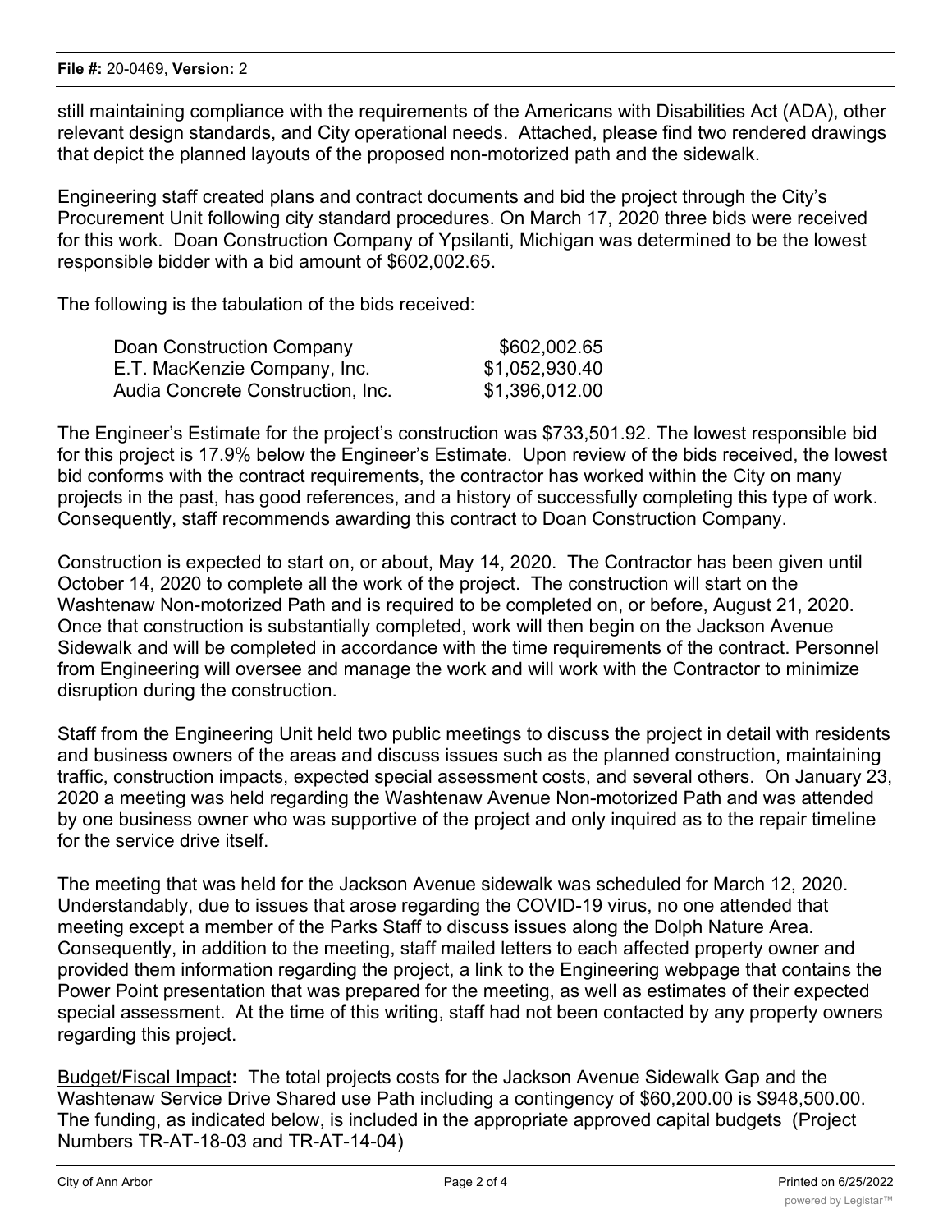still maintaining compliance with the requirements of the Americans with Disabilities Act (ADA), other relevant design standards, and City operational needs. Attached, please find two rendered drawings that depict the planned layouts of the proposed non-motorized path and the sidewalk.

Engineering staff created plans and contract documents and bid the project through the City's Procurement Unit following city standard procedures. On March 17, 2020 three bids were received for this work. Doan Construction Company of Ypsilanti, Michigan was determined to be the lowest responsible bidder with a bid amount of $602,002.65.

The following is the tabulation of the bids received:

| | |
|---|---|
| Doan Construction Company | $602,002.65 |
| E.T. MacKenzie Company, Inc. | $1,052,930.40 |
| Audia Concrete Construction, Inc. | $1,396,012.00 |

The Engineer's Estimate for the project's construction was $733,501.92. The lowest responsible bid for this project is 17.9% below the Engineer's Estimate. Upon review of the bids received, the lowest bid conforms with the contract requirements, the contractor has worked within the City on many projects in the past, has good references, and a history of successfully completing this type of work. Consequently, staff recommends awarding this contract to Doan Construction Company.

Construction is expected to start on, or about, May 14, 2020. The Contractor has been given until October 14, 2020 to complete all the work of the project. The construction will start on the Washtenaw Non-motorized Path and is required to be completed on, or before, August 21, 2020. Once that construction is substantially completed, work will then begin on the Jackson Avenue Sidewalk and will be completed in accordance with the time requirements of the contract. Personnel from Engineering will oversee and manage the work and will work with the Contractor to minimize disruption during the construction.

Staff from the Engineering Unit held two public meetings to discuss the project in detail with residents and business owners of the areas and discuss issues such as the planned construction, maintaining traffic, construction impacts, expected special assessment costs, and several others. On January 23, 2020 a meeting was held regarding the Washtenaw Avenue Non-motorized Path and was attended by one business owner who was supportive of the project and only inquired as to the repair timeline for the service drive itself.

The meeting that was held for the Jackson Avenue sidewalk was scheduled for March 12, 2020. Understandably, due to issues that arose regarding the COVID-19 virus, no one attended that meeting except a member of the Parks Staff to discuss issues along the Dolph Nature Area. Consequently, in addition to the meeting, staff mailed letters to each affected property owner and provided them information regarding the project, a link to the Engineering webpage that contains the Power Point presentation that was prepared for the meeting, as well as estimates of their expected special assessment. At the time of this writing, staff had not been contacted by any property owners regarding this project.

Budget/Fiscal Impact**:** The total projects costs for the Jackson Avenue Sidewalk Gap and the Washtenaw Service Drive Shared use Path including a contingency of $60,200.00 is $948,500.00. The funding, as indicated below, is included in the appropriate approved capital budgets (Project Numbers TR-AT-18-03 and TR-AT-14-04)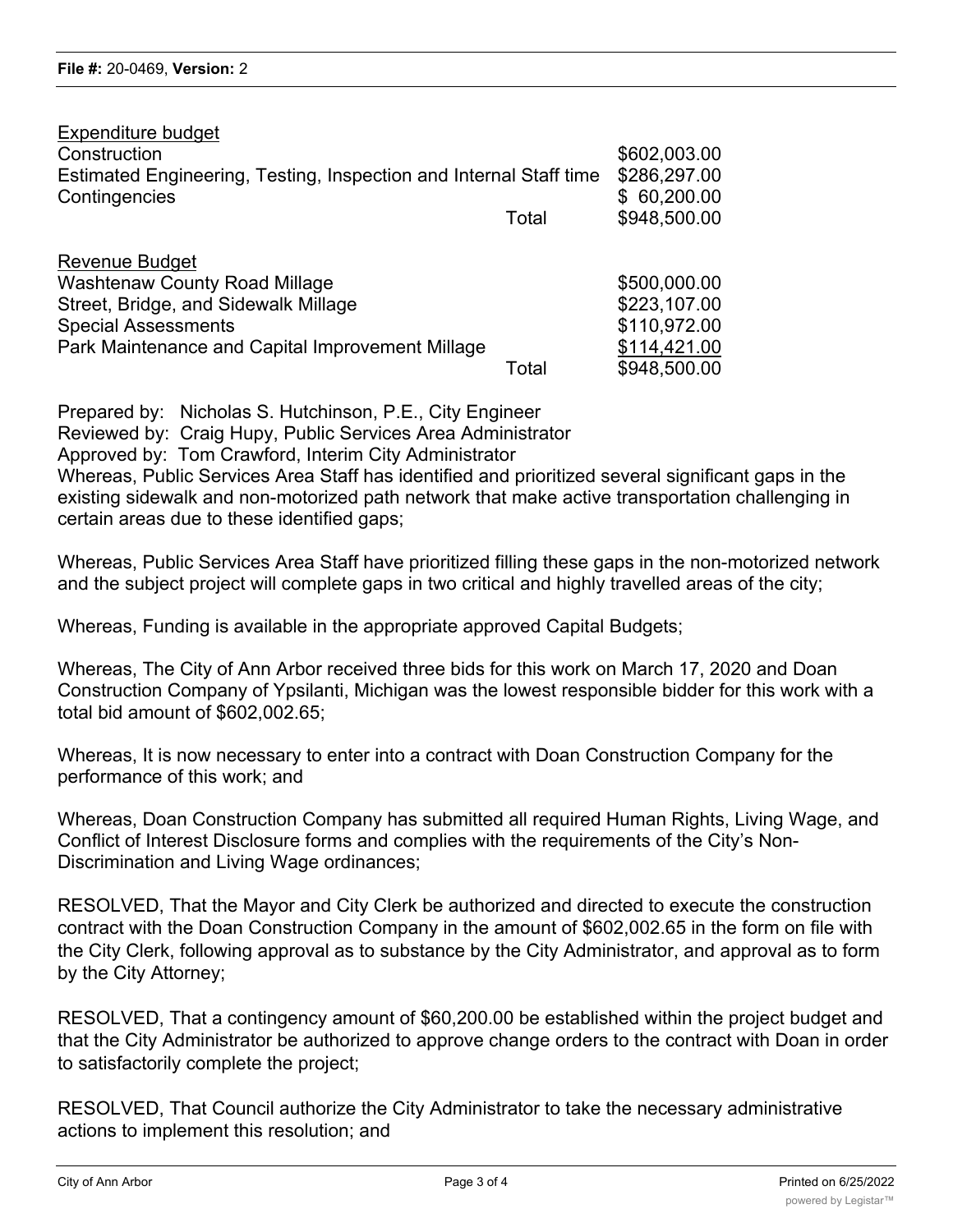Expenditure budget

| | | |
|---|---|---|
| Construction | | $602,003.00 |
| Estimated Engineering, Testing, Inspection and Internal Staff time | | $286,297.00 |
| Contingencies | | $ 60,200.00 |
| | Total | $948,500.00 |

Revenue Budget

| | | |
|---|---|---|
| Washtenaw County Road Millage | | $500,000.00 |
| Street, Bridge, and Sidewalk Millage | | $223,107.00 |
| Special Assessments | | $110,972.00 |
| Park Maintenance and Capital Improvement Millage | | $114,421.00 |
| | Total | $948,500.00 |

Prepared by: Nicholas S. Hutchinson, P.E., City Engineer
Reviewed by: Craig Hupy, Public Services Area Administrator
Approved by: Tom Crawford, Interim City Administrator

Whereas, Public Services Area Staff has identified and prioritized several significant gaps in the existing sidewalk and non-motorized path network that make active transportation challenging in certain areas due to these identified gaps;

Whereas, Public Services Area Staff have prioritized filling these gaps in the non-motorized network and the subject project will complete gaps in two critical and highly travelled areas of the city;

Whereas, Funding is available in the appropriate approved Capital Budgets;

Whereas, The City of Ann Arbor received three bids for this work on March 17, 2020 and Doan Construction Company of Ypsilanti, Michigan was the lowest responsible bidder for this work with a total bid amount of $602,002.65;

Whereas, It is now necessary to enter into a contract with Doan Construction Company for the performance of this work; and

Whereas, Doan Construction Company has submitted all required Human Rights, Living Wage, and Conflict of Interest Disclosure forms and complies with the requirements of the City's Non-Discrimination and Living Wage ordinances;

RESOLVED, That the Mayor and City Clerk be authorized and directed to execute the construction contract with the Doan Construction Company in the amount of $602,002.65 in the form on file with the City Clerk, following approval as to substance by the City Administrator, and approval as to form by the City Attorney;

RESOLVED, That a contingency amount of $60,200.00 be established within the project budget and that the City Administrator be authorized to approve change orders to the contract with Doan in order to satisfactorily complete the project;

RESOLVED, That Council authorize the City Administrator to take the necessary administrative actions to implement this resolution; and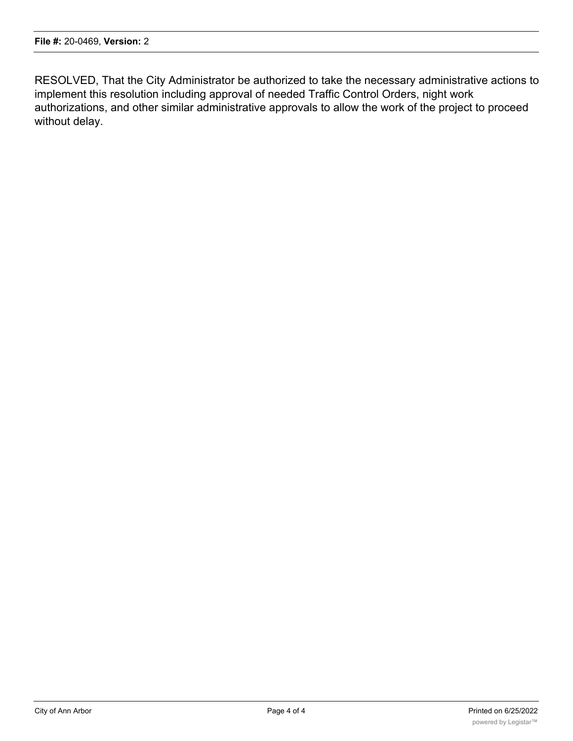RESOLVED, That the City Administrator be authorized to take the necessary administrative actions to implement this resolution including approval of needed Traffic Control Orders, night work authorizations, and other similar administrative approvals to allow the work of the project to proceed without delay.